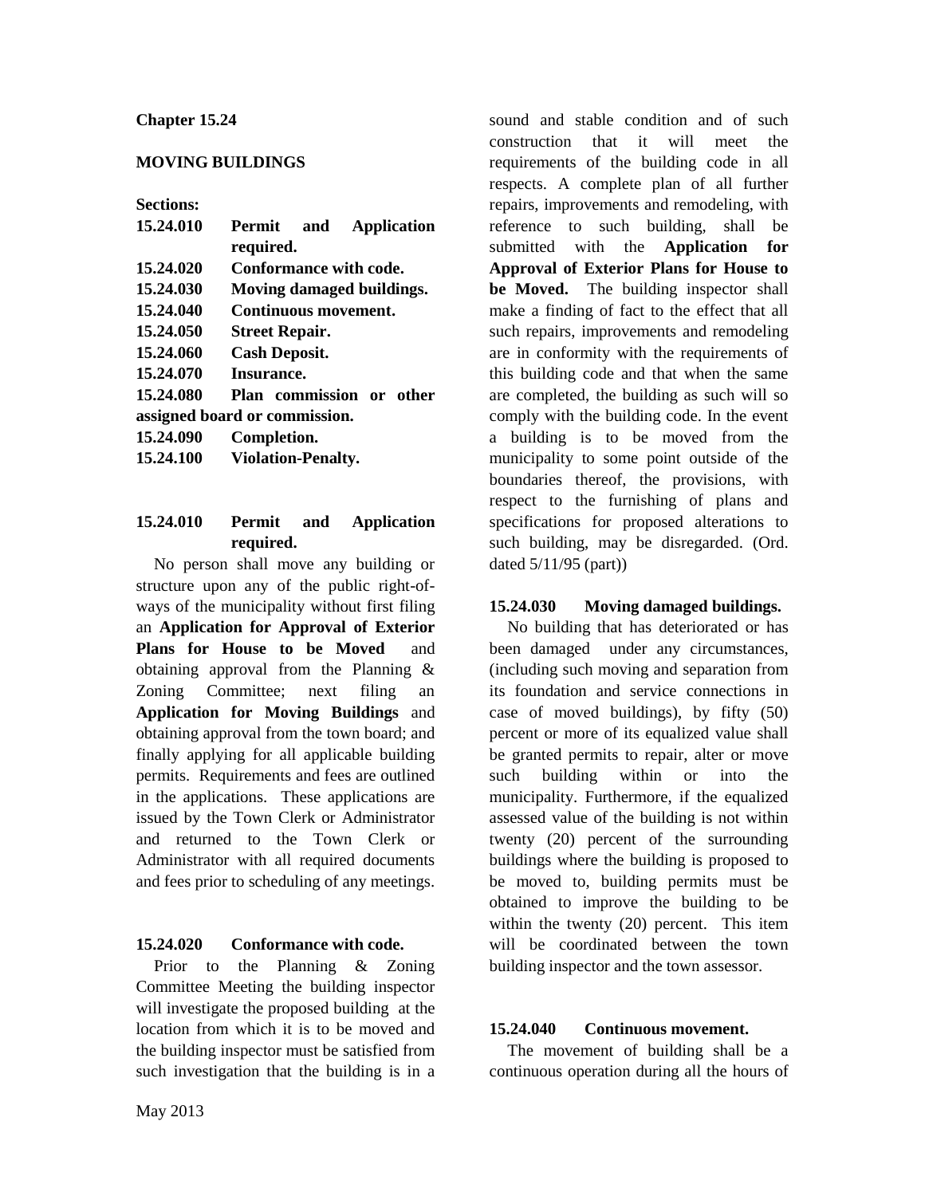# Chapter 15.24

## MOVING BUILDINGS

**Sections:**

**15.24.010 Permit and Application required.**
**15.24.020 Conformance with code.**
**15.24.030 Moving damaged buildings.**
**15.24.040 Continuous movement.**
**15.24.050 Street Repair.**
**15.24.060 Cash Deposit.**
**15.24.070 Insurance.**
**15.24.080 Plan commission or other assigned board or commission.**
**15.24.090 Completion.**
**15.24.100 Violation-Penalty.**

### 15.24.010 Permit and Application required.

No person shall move any building or structure upon any of the public right-of-ways of the municipality without first filing an **Application for Approval of Exterior Plans for House to be Moved** and obtaining approval from the Planning & Zoning Committee; next filing an **Application for Moving Buildings** and obtaining approval from the town board; and finally applying for all applicable building permits. Requirements and fees are outlined in the applications. These applications are issued by the Town Clerk or Administrator and returned to the Town Clerk or Administrator with all required documents and fees prior to scheduling of any meetings.

### 15.24.020 Conformance with code.

Prior to the Planning & Zoning Committee Meeting the building inspector will investigate the proposed building at the location from which it is to be moved and the building inspector must be satisfied from such investigation that the building is in a sound and stable condition and of such construction that it will meet the requirements of the building code in all respects. A complete plan of all further repairs, improvements and remodeling, with reference to such building, shall be submitted with the **Application for Approval of Exterior Plans for House to be Moved.** The building inspector shall make a finding of fact to the effect that all such repairs, improvements and remodeling are in conformity with the requirements of this building code and that when the same are completed, the building as such will so comply with the building code. In the event a building is to be moved from the municipality to some point outside of the boundaries thereof, the provisions, with respect to the furnishing of plans and specifications for proposed alterations to such building, may be disregarded. (Ord. dated 5/11/95 (part))

### 15.24.030 Moving damaged buildings.

No building that has deteriorated or has been damaged under any circumstances, (including such moving and separation from its foundation and service connections in case of moved buildings), by fifty (50) percent or more of its equalized value shall be granted permits to repair, alter or move such building within or into the municipality. Furthermore, if the equalized assessed value of the building is not within twenty (20) percent of the surrounding buildings where the building is proposed to be moved to, building permits must be obtained to improve the building to be within the twenty (20) percent. This item will be coordinated between the town building inspector and the town assessor.

### 15.24.040 Continuous movement.

The movement of building shall be a continuous operation during all the hours of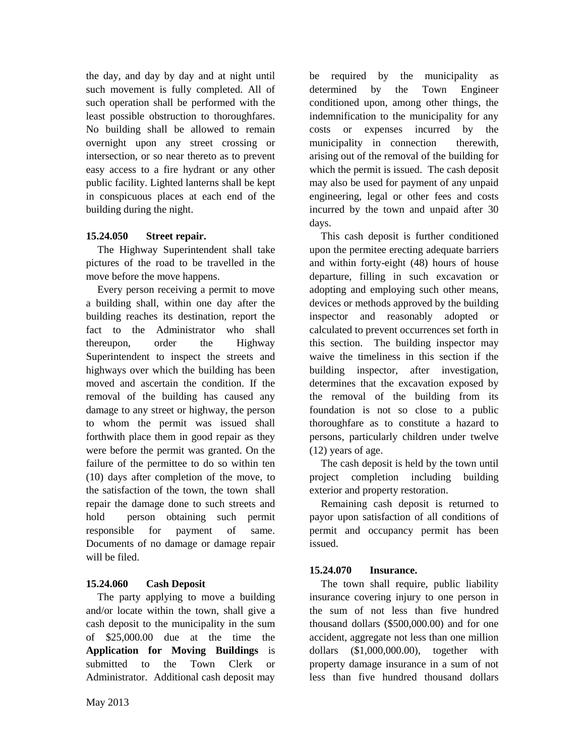the day, and day by day and at night until such movement is fully completed. All of such operation shall be performed with the least possible obstruction to thoroughfares. No building shall be allowed to remain overnight upon any street crossing or intersection, or so near thereto as to prevent easy access to a fire hydrant or any other public facility. Lighted lanterns shall be kept in conspicuous places at each end of the building during the night.

**15.24.050 Street repair.**

The Highway Superintendent shall take pictures of the road to be travelled in the move before the move happens.

Every person receiving a permit to move a building shall, within one day after the building reaches its destination, report the fact to the Administrator who shall thereupon, order the Highway Superintendent to inspect the streets and highways over which the building has been moved and ascertain the condition. If the removal of the building has caused any damage to any street or highway, the person to whom the permit was issued shall forthwith place them in good repair as they were before the permit was granted. On the failure of the permittee to do so within ten (10) days after completion of the move, to the satisfaction of the town, the town shall repair the damage done to such streets and hold person obtaining such permit responsible for payment of same. Documents of no damage or damage repair will be filed.

**15.24.060 Cash Deposit**

The party applying to move a building and/or locate within the town, shall give a cash deposit to the municipality in the sum of $25,000.00 due at the time the **Application for Moving Buildings** is submitted to the Town Clerk or Administrator. Additional cash deposit may be required by the municipality as determined by the Town Engineer conditioned upon, among other things, the indemnification to the municipality for any costs or expenses incurred by the municipality in connection therewith, arising out of the removal of the building for which the permit is issued. The cash deposit may also be used for payment of any unpaid engineering, legal or other fees and costs incurred by the town and unpaid after 30 days.

This cash deposit is further conditioned upon the permitee erecting adequate barriers and within forty-eight (48) hours of house departure, filling in such excavation or adopting and employing such other means, devices or methods approved by the building inspector and reasonably adopted or calculated to prevent occurrences set forth in this section. The building inspector may waive the timeliness in this section if the building inspector, after investigation, determines that the excavation exposed by the removal of the building from its foundation is not so close to a public thoroughfare as to constitute a hazard to persons, particularly children under twelve (12) years of age.

The cash deposit is held by the town until project completion including building exterior and property restoration.

Remaining cash deposit is returned to payor upon satisfaction of all conditions of permit and occupancy permit has been issued.

**15.24.070 Insurance.**

The town shall require, public liability insurance covering injury to one person in the sum of not less than five hundred thousand dollars ($500,000.00) and for one accident, aggregate not less than one million dollars ($1,000,000.00), together with property damage insurance in a sum of not less than five hundred thousand dollars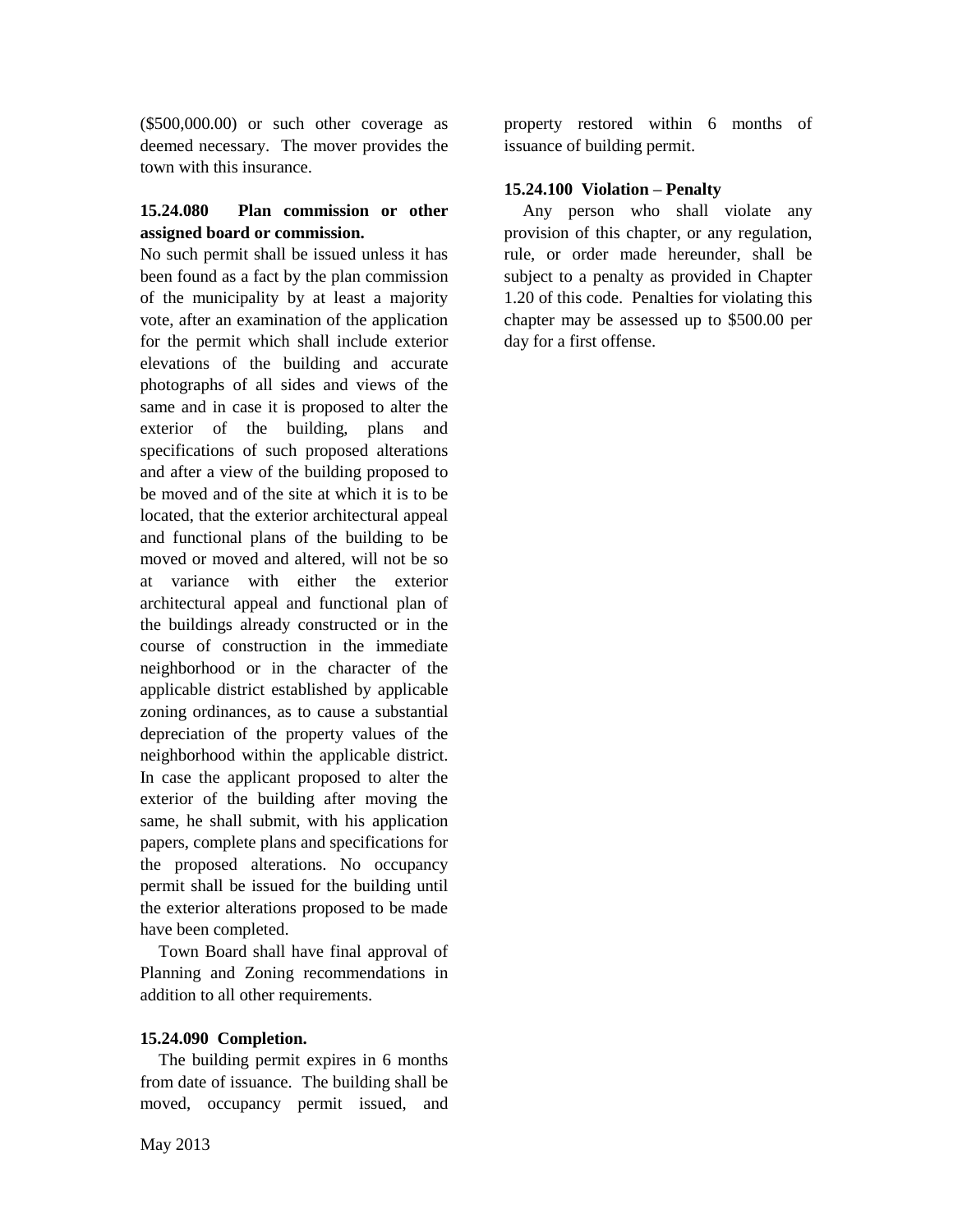($500,000.00) or such other coverage as deemed necessary. The mover provides the town with this insurance.

**15.24.080 Plan commission or other assigned board or commission.**

No such permit shall be issued unless it has been found as a fact by the plan commission of the municipality by at least a majority vote, after an examination of the application for the permit which shall include exterior elevations of the building and accurate photographs of all sides and views of the same and in case it is proposed to alter the exterior of the building, plans and specifications of such proposed alterations and after a view of the building proposed to be moved and of the site at which it is to be located, that the exterior architectural appeal and functional plans of the building to be moved or moved and altered, will not be so at variance with either the exterior architectural appeal and functional plan of the buildings already constructed or in the course of construction in the immediate neighborhood or in the character of the applicable district established by applicable zoning ordinances, as to cause a substantial depreciation of the property values of the neighborhood within the applicable district. In case the applicant proposed to alter the exterior of the building after moving the same, he shall submit, with his application papers, complete plans and specifications for the proposed alterations. No occupancy permit shall be issued for the building until the exterior alterations proposed to be made have been completed.

Town Board shall have final approval of Planning and Zoning recommendations in addition to all other requirements.

**15.24.090 Completion.**

The building permit expires in 6 months from date of issuance. The building shall be moved, occupancy permit issued, and property restored within 6 months of issuance of building permit.

**15.24.100 Violation – Penalty**

Any person who shall violate any provision of this chapter, or any regulation, rule, or order made hereunder, shall be subject to a penalty as provided in Chapter 1.20 of this code. Penalties for violating this chapter may be assessed up to $500.00 per day for a first offense.